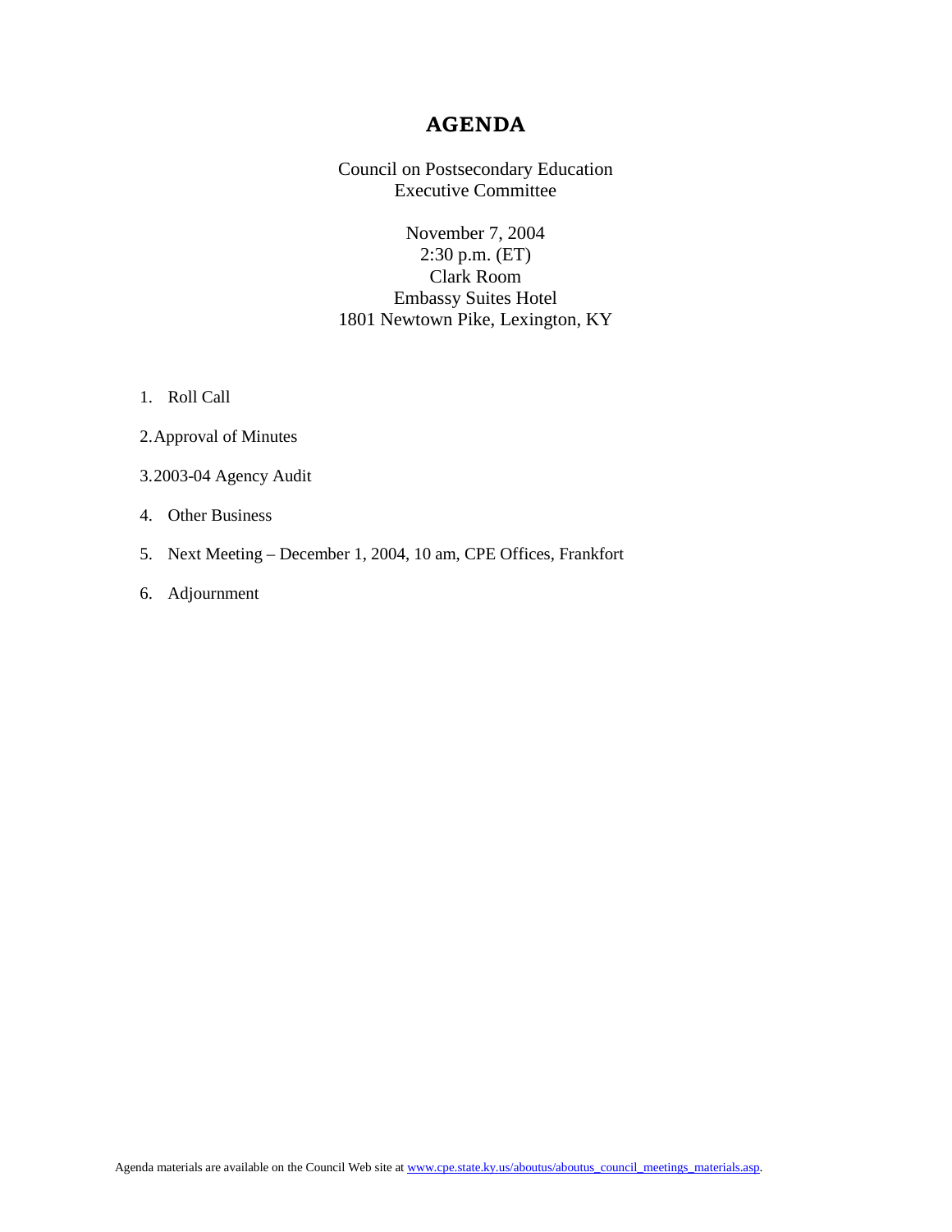# AGENDA

Council on Postsecondary Education
Executive Committee

November 7, 2004
2:30 p.m. (ET)
Clark Room
Embassy Suites Hotel
1801 Newtown Pike, Lexington, KY

1. Roll Call
2. Approval of Minutes
3. 2003-04 Agency Audit
4. Other Business
5. Next Meeting – December 1, 2004, 10 am, CPE Offices, Frankfort
6. Adjournment

Agenda materials are available on the Council Web site at [www.cpe.state.ky.us/aboutus/aboutus_council_meetings_materials.asp](www.cpe.state.ky.us/aboutus/aboutus_council_meetings_materials.asp).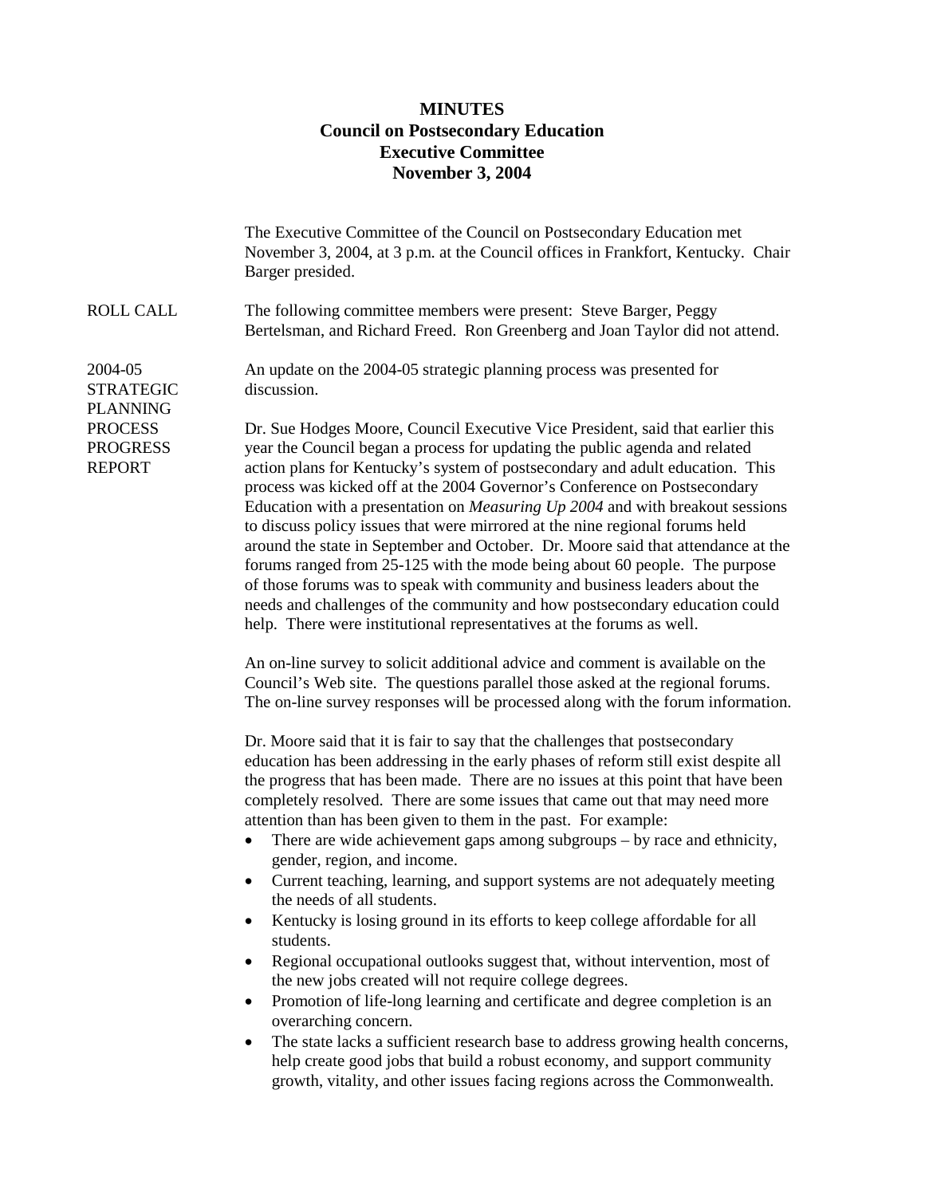# MINUTES
## Council on Postsecondary Education
## Executive Committee
## November 3, 2004

The Executive Committee of the Council on Postsecondary Education met November 3, 2004, at 3 p.m. at the Council offices in Frankfort, Kentucky. Chair Barger presided.

**ROLL CALL**

The following committee members were present: Steve Barger, Peggy Bertelsman, and Richard Freed. Ron Greenberg and Joan Taylor did not attend.

**2004-05 STRATEGIC PLANNING PROCESS PROGRESS REPORT**

An update on the 2004-05 strategic planning process was presented for discussion.

Dr. Sue Hodges Moore, Council Executive Vice President, said that earlier this year the Council began a process for updating the public agenda and related action plans for Kentucky's system of postsecondary and adult education. This process was kicked off at the 2004 Governor's Conference on Postsecondary Education with a presentation on *Measuring Up 2004* and with breakout sessions to discuss policy issues that were mirrored at the nine regional forums held around the state in September and October. Dr. Moore said that attendance at the forums ranged from 25-125 with the mode being about 60 people. The purpose of those forums was to speak with community and business leaders about the needs and challenges of the community and how postsecondary education could help. There were institutional representatives at the forums as well.

An on-line survey to solicit additional advice and comment is available on the Council's Web site. The questions parallel those asked at the regional forums. The on-line survey responses will be processed along with the forum information.

Dr. Moore said that it is fair to say that the challenges that postsecondary education has been addressing in the early phases of reform still exist despite all the progress that has been made. There are no issues at this point that have been completely resolved. There are some issues that came out that may need more attention than has been given to them in the past. For example:

- There are wide achievement gaps among subgroups – by race and ethnicity, gender, region, and income.
- Current teaching, learning, and support systems are not adequately meeting the needs of all students.
- Kentucky is losing ground in its efforts to keep college affordable for all students.
- Regional occupational outlooks suggest that, without intervention, most of the new jobs created will not require college degrees.
- Promotion of life-long learning and certificate and degree completion is an overarching concern.
- The state lacks a sufficient research base to address growing health concerns, help create good jobs that build a robust economy, and support community growth, vitality, and other issues facing regions across the Commonwealth.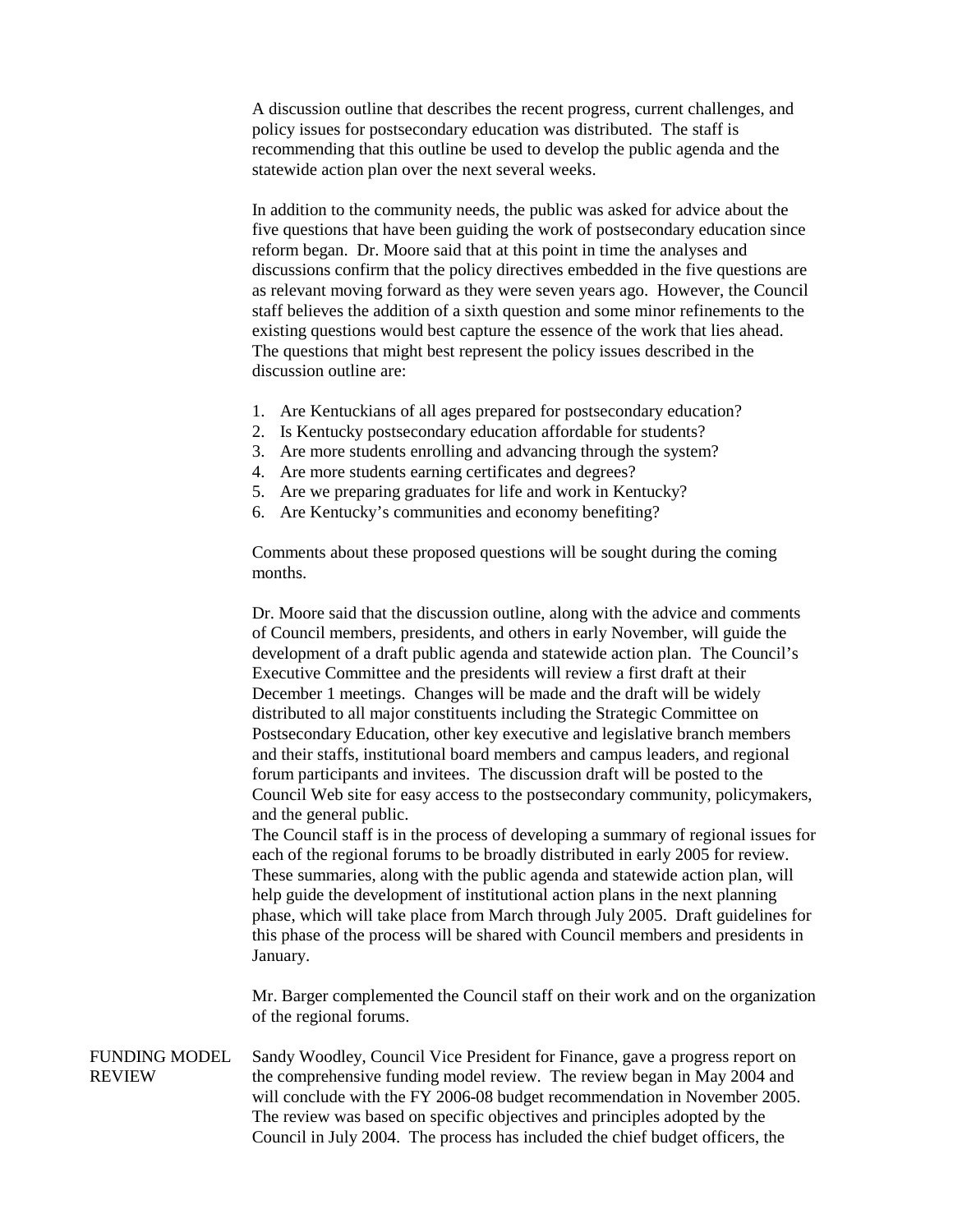A discussion outline that describes the recent progress, current challenges, and policy issues for postsecondary education was distributed. The staff is recommending that this outline be used to develop the public agenda and the statewide action plan over the next several weeks.

In addition to the community needs, the public was asked for advice about the five questions that have been guiding the work of postsecondary education since reform began. Dr. Moore said that at this point in time the analyses and discussions confirm that the policy directives embedded in the five questions are as relevant moving forward as they were seven years ago. However, the Council staff believes the addition of a sixth question and some minor refinements to the existing questions would best capture the essence of the work that lies ahead. The questions that might best represent the policy issues described in the discussion outline are:

1. Are Kentuckians of all ages prepared for postsecondary education?
2. Is Kentucky postsecondary education affordable for students?
3. Are more students enrolling and advancing through the system?
4. Are more students earning certificates and degrees?
5. Are we preparing graduates for life and work in Kentucky?
6. Are Kentucky's communities and economy benefiting?

Comments about these proposed questions will be sought during the coming months.

Dr. Moore said that the discussion outline, along with the advice and comments of Council members, presidents, and others in early November, will guide the development of a draft public agenda and statewide action plan. The Council's Executive Committee and the presidents will review a first draft at their December 1 meetings. Changes will be made and the draft will be widely distributed to all major constituents including the Strategic Committee on Postsecondary Education, other key executive and legislative branch members and their staffs, institutional board members and campus leaders, and regional forum participants and invitees. The discussion draft will be posted to the Council Web site for easy access to the postsecondary community, policymakers, and the general public.
The Council staff is in the process of developing a summary of regional issues for each of the regional forums to be broadly distributed in early 2005 for review. These summaries, along with the public agenda and statewide action plan, will help guide the development of institutional action plans in the next planning phase, which will take place from March through July 2005. Draft guidelines for this phase of the process will be shared with Council members and presidents in January.

Mr. Barger complemented the Council staff on their work and on the organization of the regional forums.

## FUNDING MODEL REVIEW

Sandy Woodley, Council Vice President for Finance, gave a progress report on the comprehensive funding model review. The review began in May 2004 and will conclude with the FY 2006-08 budget recommendation in November 2005. The review was based on specific objectives and principles adopted by the Council in July 2004. The process has included the chief budget officers, the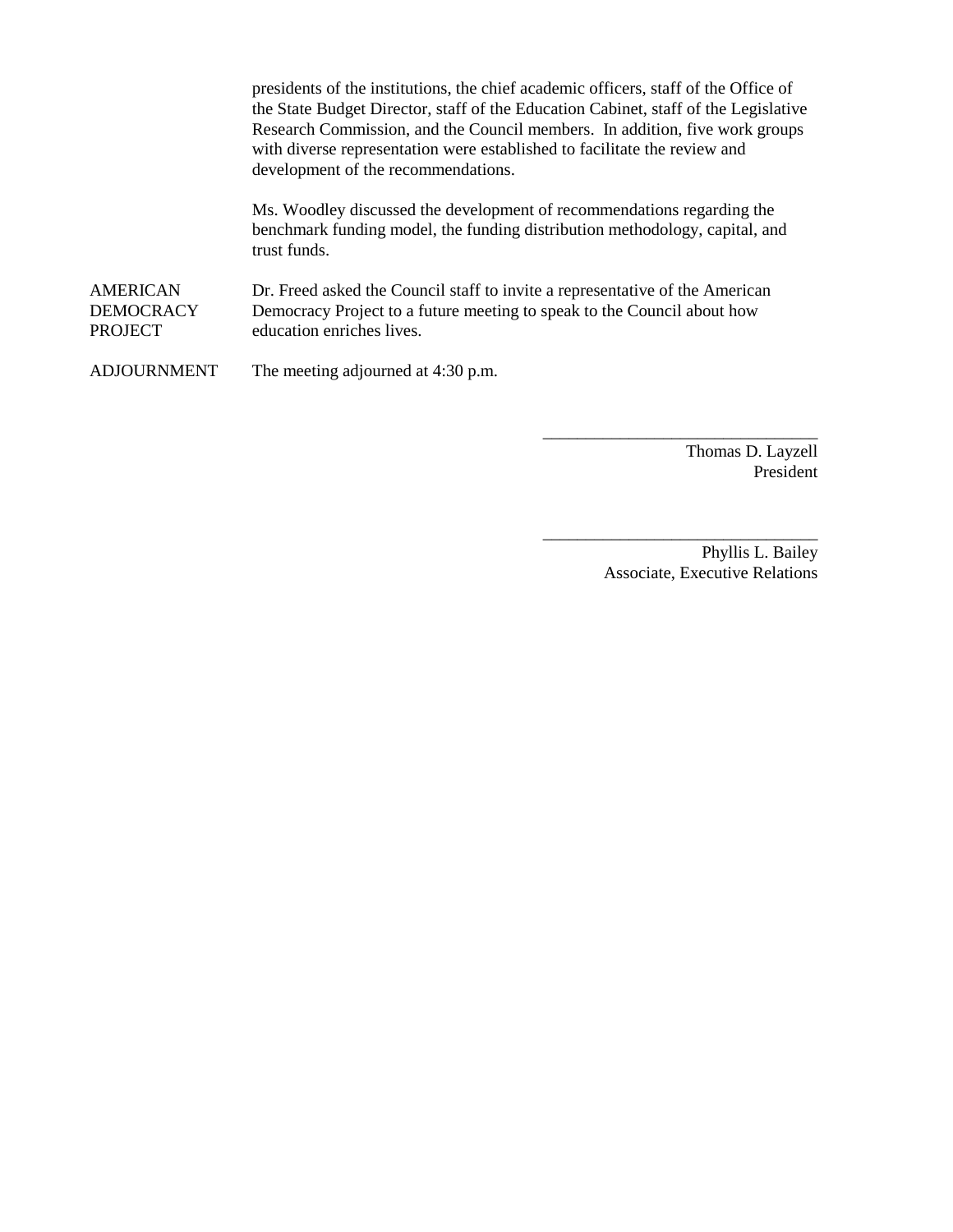presidents of the institutions, the chief academic officers, staff of the Office of the State Budget Director, staff of the Education Cabinet, staff of the Legislative Research Commission, and the Council members. In addition, five work groups with diverse representation were established to facilitate the review and development of the recommendations.

Ms. Woodley discussed the development of recommendations regarding the benchmark funding model, the funding distribution methodology, capital, and trust funds.

**AMERICAN DEMOCRACY PROJECT**

Dr. Freed asked the Council staff to invite a representative of the American Democracy Project to a future meeting to speak to the Council about how education enriches lives.

**ADJOURNMENT**

The meeting adjourned at 4:30 p.m.

\_\_\_\_\_\_\_\_\_\_\_\_\_\_\_\_\_\_\_\_\_\_\_\_\_\_\_\_\_\_\_\_
Thomas D. Layzell
President

\_\_\_\_\_\_\_\_\_\_\_\_\_\_\_\_\_\_\_\_\_\_\_\_\_\_\_\_\_\_\_\_
Phyllis L. Bailey
Associate, Executive Relations